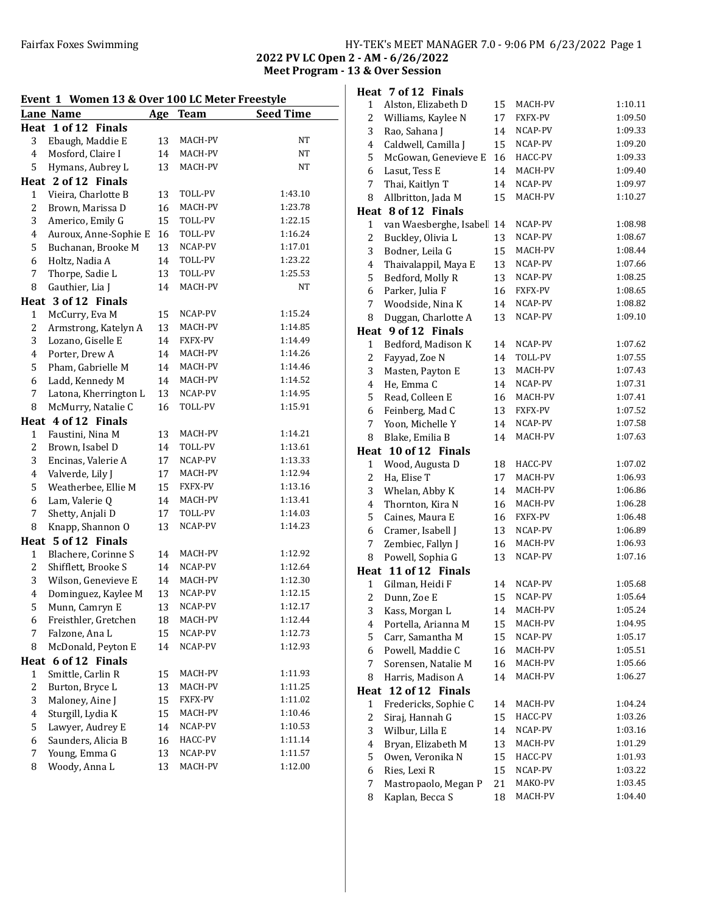**2022 PV LC Open 2 - AM - 6/26/2022**
**Meet Program - 13 & Over Session**

## Event 1 Women 13 & Over 100 LC Meter Freestyle

| Lane | Name | Age | Team | Seed Time |
|---|---|---|---|---|
| **Heat 1 of 12 Finals** | | | | |
| 3 | Ebaugh, Maddie E | 13 | MACH-PV | NT |
| 4 | Mosford, Claire I | 14 | MACH-PV | NT |
| 5 | Hymans, Aubrey L | 13 | MACH-PV | NT |
| **Heat 2 of 12 Finals** | | | | |
| 1 | Vieira, Charlotte B | 13 | TOLL-PV | 1:43.10 |
| 2 | Brown, Marissa D | 16 | MACH-PV | 1:23.78 |
| 3 | Americo, Emily G | 15 | TOLL-PV | 1:22.15 |
| 4 | Auroux, Anne-Sophie E | 16 | TOLL-PV | 1:16.24 |
| 5 | Buchanan, Brooke M | 13 | NCAP-PV | 1:17.01 |
| 6 | Holtz, Nadia A | 14 | TOLL-PV | 1:23.22 |
| 7 | Thorpe, Sadie L | 13 | TOLL-PV | 1:25.53 |
| 8 | Gauthier, Lia J | 14 | MACH-PV | NT |
| **Heat 3 of 12 Finals** | | | | |
| 1 | McCurry, Eva M | 15 | NCAP-PV | 1:15.24 |
| 2 | Armstrong, Katelyn A | 13 | MACH-PV | 1:14.85 |
| 3 | Lozano, Giselle E | 14 | FXFX-PV | 1:14.49 |
| 4 | Porter, Drew A | 14 | MACH-PV | 1:14.26 |
| 5 | Pham, Gabrielle M | 14 | MACH-PV | 1:14.46 |
| 6 | Ladd, Kennedy M | 14 | MACH-PV | 1:14.52 |
| 7 | Latona, Kherrington L | 13 | NCAP-PV | 1:14.95 |
| 8 | McMurry, Natalie C | 16 | TOLL-PV | 1:15.91 |
| **Heat 4 of 12 Finals** | | | | |
| 1 | Faustini, Nina M | 13 | MACH-PV | 1:14.21 |
| 2 | Brown, Isabel D | 14 | TOLL-PV | 1:13.61 |
| 3 | Encinas, Valerie A | 17 | NCAP-PV | 1:13.33 |
| 4 | Valverde, Lily J | 17 | MACH-PV | 1:12.94 |
| 5 | Weatherbee, Ellie M | 15 | FXFX-PV | 1:13.16 |
| 6 | Lam, Valerie Q | 14 | MACH-PV | 1:13.41 |
| 7 | Shetty, Anjali D | 17 | TOLL-PV | 1:14.03 |
| 8 | Knapp, Shannon O | 13 | NCAP-PV | 1:14.23 |
| **Heat 5 of 12 Finals** | | | | |
| 1 | Blachere, Corinne S | 14 | MACH-PV | 1:12.92 |
| 2 | Shifflett, Brooke S | 14 | NCAP-PV | 1:12.64 |
| 3 | Wilson, Genevieve E | 14 | MACH-PV | 1:12.30 |
| 4 | Dominguez, Kaylee M | 13 | NCAP-PV | 1:12.15 |
| 5 | Munn, Camryn E | 13 | NCAP-PV | 1:12.17 |
| 6 | Freisthler, Gretchen | 18 | MACH-PV | 1:12.44 |
| 7 | Falzone, Ana L | 15 | NCAP-PV | 1:12.73 |
| 8 | McDonald, Peyton E | 14 | NCAP-PV | 1:12.93 |
| **Heat 6 of 12 Finals** | | | | |
| 1 | Smittle, Carlin R | 15 | MACH-PV | 1:11.93 |
| 2 | Burton, Bryce L | 13 | MACH-PV | 1:11.25 |
| 3 | Maloney, Aine J | 15 | FXFX-PV | 1:11.02 |
| 4 | Sturgill, Lydia K | 15 | MACH-PV | 1:10.46 |
| 5 | Lawyer, Audrey E | 14 | NCAP-PV | 1:10.53 |
| 6 | Saunders, Alicia B | 16 | HACC-PV | 1:11.14 |
| 7 | Young, Emma G | 13 | NCAP-PV | 1:11.57 |
| 8 | Woody, Anna L | 13 | MACH-PV | 1:12.00 |
| **Heat 7 of 12 Finals** | | | | |
| 1 | Alston, Elizabeth D | 15 | MACH-PV | 1:10.11 |
| 2 | Williams, Kaylee N | 17 | FXFX-PV | 1:09.50 |
| 3 | Rao, Sahana J | 14 | NCAP-PV | 1:09.33 |
| 4 | Caldwell, Camilla J | 15 | NCAP-PV | 1:09.20 |
| 5 | McGowan, Genevieve E | 16 | HACC-PV | 1:09.33 |
| 6 | Lasut, Tess E | 14 | MACH-PV | 1:09.40 |
| 7 | Thai, Kaitlyn T | 14 | NCAP-PV | 1:09.97 |
| 8 | Allbritton, Jada M | 15 | MACH-PV | 1:10.27 |
| **Heat 8 of 12 Finals** | | | | |
| 1 | van Waesberghe, Isabell | 14 | NCAP-PV | 1:08.98 |
| 2 | Buckley, Olivia L | 13 | NCAP-PV | 1:08.67 |
| 3 | Bodner, Leila G | 15 | MACH-PV | 1:08.44 |
| 4 | Thaivalappil, Maya E | 13 | NCAP-PV | 1:07.66 |
| 5 | Bedford, Molly R | 13 | NCAP-PV | 1:08.25 |
| 6 | Parker, Julia F | 16 | FXFX-PV | 1:08.65 |
| 7 | Woodside, Nina K | 14 | NCAP-PV | 1:08.82 |
| 8 | Duggan, Charlotte A | 13 | NCAP-PV | 1:09.10 |
| **Heat 9 of 12 Finals** | | | | |
| 1 | Bedford, Madison K | 14 | NCAP-PV | 1:07.62 |
| 2 | Fayyad, Zoe N | 14 | TOLL-PV | 1:07.55 |
| 3 | Masten, Payton E | 13 | MACH-PV | 1:07.43 |
| 4 | He, Emma C | 14 | NCAP-PV | 1:07.31 |
| 5 | Read, Colleen E | 16 | MACH-PV | 1:07.41 |
| 6 | Feinberg, Mad C | 13 | FXFX-PV | 1:07.52 |
| 7 | Yoon, Michelle Y | 14 | NCAP-PV | 1:07.58 |
| 8 | Blake, Emilia B | 14 | MACH-PV | 1:07.63 |
| **Heat 10 of 12 Finals** | | | | |
| 1 | Wood, Augusta D | 18 | HACC-PV | 1:07.02 |
| 2 | Ha, Elise T | 17 | MACH-PV | 1:06.93 |
| 3 | Whelan, Abby K | 14 | MACH-PV | 1:06.86 |
| 4 | Thornton, Kira N | 16 | MACH-PV | 1:06.28 |
| 5 | Caines, Maura E | 16 | FXFX-PV | 1:06.48 |
| 6 | Cramer, Isabell J | 13 | NCAP-PV | 1:06.89 |
| 7 | Zembiec, Fallyn J | 16 | MACH-PV | 1:06.93 |
| 8 | Powell, Sophia G | 13 | NCAP-PV | 1:07.16 |
| **Heat 11 of 12 Finals** | | | | |
| 1 | Gilman, Heidi F | 14 | NCAP-PV | 1:05.68 |
| 2 | Dunn, Zoe E | 15 | NCAP-PV | 1:05.64 |
| 3 | Kass, Morgan L | 14 | MACH-PV | 1:05.24 |
| 4 | Portella, Arianna M | 15 | MACH-PV | 1:04.95 |
| 5 | Carr, Samantha M | 15 | NCAP-PV | 1:05.17 |
| 6 | Powell, Maddie C | 16 | MACH-PV | 1:05.51 |
| 7 | Sorensen, Natalie M | 16 | MACH-PV | 1:05.66 |
| 8 | Harris, Madison A | 14 | MACH-PV | 1:06.27 |
| **Heat 12 of 12 Finals** | | | | |
| 1 | Fredericks, Sophie C | 14 | MACH-PV | 1:04.24 |
| 2 | Siraj, Hannah G | 15 | HACC-PV | 1:03.26 |
| 3 | Wilbur, Lilla E | 14 | NCAP-PV | 1:03.16 |
| 4 | Bryan, Elizabeth M | 13 | MACH-PV | 1:01.29 |
| 5 | Owen, Veronika N | 15 | HACC-PV | 1:01.93 |
| 6 | Ries, Lexi R | 15 | NCAP-PV | 1:03.22 |
| 7 | Mastropaolo, Megan P | 21 | MAKO-PV | 1:03.45 |
| 8 | Kaplan, Becca S | 18 | MACH-PV | 1:04.40 |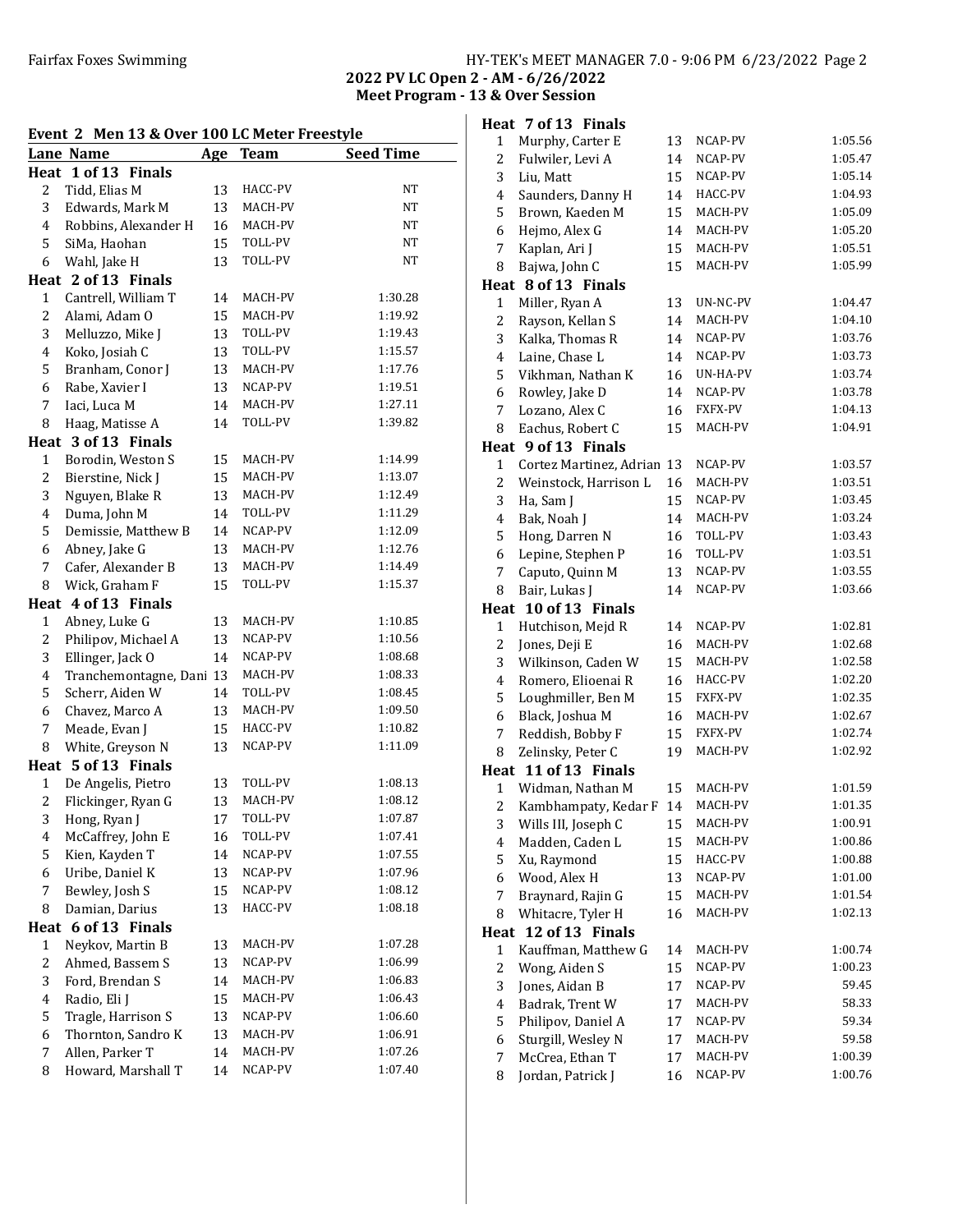## Event 2 Men 13 & Over 100 LC Meter Freestyle

| Lane | Name | Age | Team | Seed Time |
|---|---|---|---|---|
| **Heat 1 of 13 Finals** | | | | |
| 2 | Tidd, Elias M | 13 | HACC-PV | NT |
| 3 | Edwards, Mark M | 13 | MACH-PV | NT |
| 4 | Robbins, Alexander H | 16 | MACH-PV | NT |
| 5 | SiMa, Haohan | 15 | TOLL-PV | NT |
| 6 | Wahl, Jake H | 13 | TOLL-PV | NT |
| **Heat 2 of 13 Finals** | | | | |
| 1 | Cantrell, William T | 14 | MACH-PV | 1:30.28 |
| 2 | Alami, Adam O | 15 | MACH-PV | 1:19.92 |
| 3 | Melluzzo, Mike J | 13 | TOLL-PV | 1:19.43 |
| 4 | Koko, Josiah C | 13 | TOLL-PV | 1:15.57 |
| 5 | Branham, Conor J | 13 | MACH-PV | 1:17.76 |
| 6 | Rabe, Xavier I | 13 | NCAP-PV | 1:19.51 |
| 7 | Iaci, Luca M | 14 | MACH-PV | 1:27.11 |
| 8 | Haag, Matisse A | 14 | TOLL-PV | 1:39.82 |
| **Heat 3 of 13 Finals** | | | | |
| 1 | Borodin, Weston S | 15 | MACH-PV | 1:14.99 |
| 2 | Bierstine, Nick J | 15 | MACH-PV | 1:13.07 |
| 3 | Nguyen, Blake R | 13 | MACH-PV | 1:12.49 |
| 4 | Duma, John M | 14 | TOLL-PV | 1:11.29 |
| 5 | Demissie, Matthew B | 14 | NCAP-PV | 1:12.09 |
| 6 | Abney, Jake G | 13 | MACH-PV | 1:12.76 |
| 7 | Cafer, Alexander B | 13 | MACH-PV | 1:14.49 |
| 8 | Wick, Graham F | 15 | TOLL-PV | 1:15.37 |
| **Heat 4 of 13 Finals** | | | | |
| 1 | Abney, Luke G | 13 | MACH-PV | 1:10.85 |
| 2 | Philipov, Michael A | 13 | NCAP-PV | 1:10.56 |
| 3 | Ellinger, Jack O | 14 | NCAP-PV | 1:08.68 |
| 4 | Tranchemontagne, Dani | 13 | MACH-PV | 1:08.33 |
| 5 | Scherr, Aiden W | 14 | TOLL-PV | 1:08.45 |
| 6 | Chavez, Marco A | 13 | MACH-PV | 1:09.50 |
| 7 | Meade, Evan J | 15 | HACC-PV | 1:10.82 |
| 8 | White, Greyson N | 13 | NCAP-PV | 1:11.09 |
| **Heat 5 of 13 Finals** | | | | |
| 1 | De Angelis, Pietro | 13 | TOLL-PV | 1:08.13 |
| 2 | Flickinger, Ryan G | 13 | MACH-PV | 1:08.12 |
| 3 | Hong, Ryan J | 17 | TOLL-PV | 1:07.87 |
| 4 | McCaffrey, John E | 16 | TOLL-PV | 1:07.41 |
| 5 | Kien, Kayden T | 14 | NCAP-PV | 1:07.55 |
| 6 | Uribe, Daniel K | 13 | NCAP-PV | 1:07.96 |
| 7 | Bewley, Josh S | 15 | NCAP-PV | 1:08.12 |
| 8 | Damian, Darius | 13 | HACC-PV | 1:08.18 |
| **Heat 6 of 13 Finals** | | | | |
| 1 | Neykov, Martin B | 13 | MACH-PV | 1:07.28 |
| 2 | Ahmed, Bassem S | 13 | NCAP-PV | 1:06.99 |
| 3 | Ford, Brendan S | 14 | MACH-PV | 1:06.83 |
| 4 | Radio, Eli J | 15 | MACH-PV | 1:06.43 |
| 5 | Tragle, Harrison S | 13 | NCAP-PV | 1:06.60 |
| 6 | Thornton, Sandro K | 13 | MACH-PV | 1:06.91 |
| 7 | Allen, Parker T | 14 | MACH-PV | 1:07.26 |
| 8 | Howard, Marshall T | 14 | NCAP-PV | 1:07.40 |
| **Heat 7 of 13 Finals** | | | | |
| 1 | Murphy, Carter E | 13 | NCAP-PV | 1:05.56 |
| 2 | Fulwiler, Levi A | 14 | NCAP-PV | 1:05.47 |
| 3 | Liu, Matt | 15 | NCAP-PV | 1:05.14 |
| 4 | Saunders, Danny H | 14 | HACC-PV | 1:04.93 |
| 5 | Brown, Kaeden M | 15 | MACH-PV | 1:05.09 |
| 6 | Hejmo, Alex G | 14 | MACH-PV | 1:05.20 |
| 7 | Kaplan, Ari J | 15 | MACH-PV | 1:05.51 |
| 8 | Bajwa, John C | 15 | MACH-PV | 1:05.99 |
| **Heat 8 of 13 Finals** | | | | |
| 1 | Miller, Ryan A | 13 | UN-NC-PV | 1:04.47 |
| 2 | Rayson, Kellan S | 14 | MACH-PV | 1:04.10 |
| 3 | Kalka, Thomas R | 14 | NCAP-PV | 1:03.76 |
| 4 | Laine, Chase L | 14 | NCAP-PV | 1:03.73 |
| 5 | Vikhman, Nathan K | 16 | UN-HA-PV | 1:03.74 |
| 6 | Rowley, Jake D | 14 | NCAP-PV | 1:03.78 |
| 7 | Lozano, Alex C | 16 | FXFX-PV | 1:04.13 |
| 8 | Eachus, Robert C | 15 | MACH-PV | 1:04.91 |
| **Heat 9 of 13 Finals** | | | | |
| 1 | Cortez Martinez, Adrian | 13 | NCAP-PV | 1:03.57 |
| 2 | Weinstock, Harrison L | 16 | MACH-PV | 1:03.51 |
| 3 | Ha, Sam J | 15 | NCAP-PV | 1:03.45 |
| 4 | Bak, Noah J | 14 | MACH-PV | 1:03.24 |
| 5 | Hong, Darren N | 16 | TOLL-PV | 1:03.43 |
| 6 | Lepine, Stephen P | 16 | TOLL-PV | 1:03.51 |
| 7 | Caputo, Quinn M | 13 | NCAP-PV | 1:03.55 |
| 8 | Bair, Lukas J | 14 | NCAP-PV | 1:03.66 |
| **Heat 10 of 13 Finals** | | | | |
| 1 | Hutchison, Mejd R | 14 | NCAP-PV | 1:02.81 |
| 2 | Jones, Deji E | 16 | MACH-PV | 1:02.68 |
| 3 | Wilkinson, Caden W | 15 | MACH-PV | 1:02.58 |
| 4 | Romero, Elioenai R | 16 | HACC-PV | 1:02.20 |
| 5 | Loughmiller, Ben M | 15 | FXFX-PV | 1:02.35 |
| 6 | Black, Joshua M | 16 | MACH-PV | 1:02.67 |
| 7 | Reddish, Bobby F | 15 | FXFX-PV | 1:02.74 |
| 8 | Zelinsky, Peter C | 19 | MACH-PV | 1:02.92 |
| **Heat 11 of 13 Finals** | | | | |
| 1 | Widman, Nathan M | 15 | MACH-PV | 1:01.59 |
| 2 | Kambhampaty, Kedar F | 14 | MACH-PV | 1:01.35 |
| 3 | Wills III, Joseph C | 15 | MACH-PV | 1:00.91 |
| 4 | Madden, Caden L | 15 | MACH-PV | 1:00.86 |
| 5 | Xu, Raymond | 15 | HACC-PV | 1:00.88 |
| 6 | Wood, Alex H | 13 | NCAP-PV | 1:01.00 |
| 7 | Braynard, Rajin G | 15 | MACH-PV | 1:01.54 |
| 8 | Whitacre, Tyler H | 16 | MACH-PV | 1:02.13 |
| **Heat 12 of 13 Finals** | | | | |
| 1 | Kauffman, Matthew G | 14 | MACH-PV | 1:00.74 |
| 2 | Wong, Aiden S | 15 | NCAP-PV | 1:00.23 |
| 3 | Jones, Aidan B | 17 | NCAP-PV | 59.45 |
| 4 | Badrak, Trent W | 17 | MACH-PV | 58.33 |
| 5 | Philipov, Daniel A | 17 | NCAP-PV | 59.34 |
| 6 | Sturgill, Wesley N | 17 | MACH-PV | 59.58 |
| 7 | McCrea, Ethan T | 17 | MACH-PV | 1:00.39 |
| 8 | Jordan, Patrick J | 16 | NCAP-PV | 1:00.76 |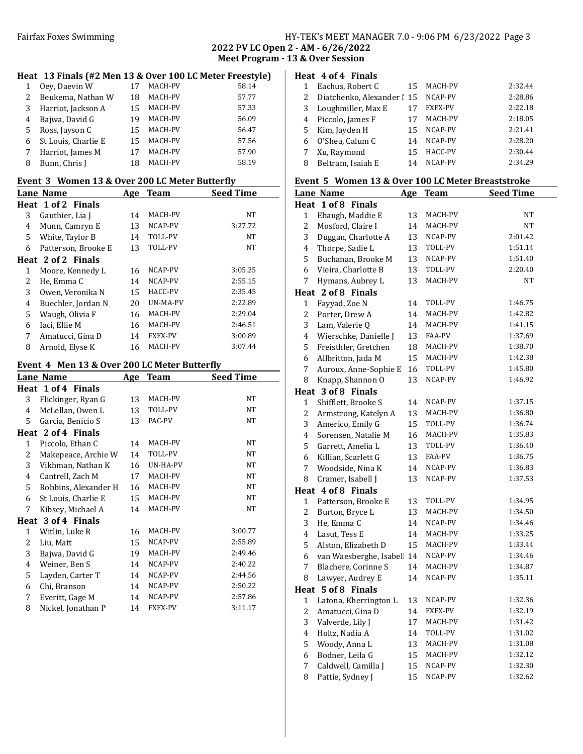**2022 PV LC Open 2 - AM - 6/26/2022**
**Meet Program - 13 & Over Session**

### Heat 13 Finals (#2 Men 13 & Over 100 LC Meter Freestyle)

| Lane | Name | Age | Team | Seed Time |
|---|---|---|---|---|
| 1 | Oey, Daevin W | 17 | MACH-PV | 58.14 |
| 2 | Beukema, Nathan W | 18 | MACH-PV | 57.77 |
| 3 | Harriot, Jackson A | 15 | MACH-PV | 57.33 |
| 4 | Bajwa, David G | 19 | MACH-PV | 56.09 |
| 5 | Ross, Jayson C | 15 | MACH-PV | 56.47 |
| 6 | St Louis, Charlie E | 15 | MACH-PV | 57.56 |
| 7 | Harriot, James M | 17 | MACH-PV | 57.90 |
| 8 | Bunn, Chris J | 18 | MACH-PV | 58.19 |

### Event 3 Women 13 & Over 200 LC Meter Butterfly

| Lane | Name | Age | Team | Seed Time |
|---|---|---|---|---|
| **Heat 1 of 2 Finals** | | | | |
| 3 | Gauthier, Lia J | 14 | MACH-PV | NT |
| 4 | Munn, Camryn E | 13 | NCAP-PV | 3:27.72 |
| 5 | White, Taylor B | 14 | TOLL-PV | NT |
| 6 | Patterson, Brooke E | 13 | TOLL-PV | NT |
| **Heat 2 of 2 Finals** | | | | |
| 1 | Moore, Kennedy L | 16 | NCAP-PV | 3:05.25 |
| 2 | He, Emma C | 14 | NCAP-PV | 2:55.15 |
| 3 | Owen, Veronika N | 15 | HACC-PV | 2:35.45 |
| 4 | Buechler, Jordan N | 20 | UN-MA-PV | 2:22.89 |
| 5 | Waugh, Olivia F | 16 | MACH-PV | 2:29.04 |
| 6 | Iaci, Ellie M | 16 | MACH-PV | 2:46.51 |
| 7 | Amatucci, Gina D | 14 | FXFX-PV | 3:00.89 |
| 8 | Arnold, Elyse K | 16 | MACH-PV | 3:07.44 |

### Event 4 Men 13 & Over 200 LC Meter Butterfly

| Lane | Name | Age | Team | Seed Time |
|---|---|---|---|---|
| **Heat 1 of 4 Finals** | | | | |
| 3 | Flickinger, Ryan G | 13 | MACH-PV | NT |
| 4 | McLellan, Owen L | 13 | TOLL-PV | NT |
| 5 | Garcia, Benicio S | 13 | PAC-PV | NT |
| **Heat 2 of 4 Finals** | | | | |
| 1 | Piccolo, Ethan C | 14 | MACH-PV | NT |
| 2 | Makepeace, Archie W | 14 | TOLL-PV | NT |
| 3 | Vikhman, Nathan K | 16 | UN-HA-PV | NT |
| 4 | Cantrell, Zach M | 17 | MACH-PV | NT |
| 5 | Robbins, Alexander H | 16 | MACH-PV | NT |
| 6 | St Louis, Charlie E | 15 | MACH-PV | NT |
| 7 | Kibsey, Michael A | 14 | MACH-PV | NT |
| **Heat 3 of 4 Finals** | | | | |
| 1 | Witlin, Luke R | 16 | MACH-PV | 3:00.77 |
| 2 | Liu, Matt | 15 | NCAP-PV | 2:55.89 |
| 3 | Bajwa, David G | 19 | MACH-PV | 2:49.46 |
| 4 | Weiner, Ben S | 14 | NCAP-PV | 2:40.22 |
| 5 | Layden, Carter T | 14 | NCAP-PV | 2:44.56 |
| 6 | Chi, Branson | 14 | NCAP-PV | 2:50.22 |
| 7 | Everitt, Gage M | 14 | NCAP-PV | 2:57.86 |
| 8 | Nickel, Jonathan P | 14 | FXFX-PV | 3:11.17 |
| **Heat 4 of 4 Finals** | | | | |
| 1 | Eachus, Robert C | 15 | MACH-PV | 2:32.44 |
| 2 | Diatchenko, Alexander I | 15 | NCAP-PV | 2:28.86 |
| 3 | Loughmiller, Max E | 17 | FXFX-PV | 2:22.18 |
| 4 | Piccolo, James F | 17 | MACH-PV | 2:18.05 |
| 5 | Kim, Jayden H | 15 | NCAP-PV | 2:21.41 |
| 6 | O'Shea, Calum C | 14 | NCAP-PV | 2:28.20 |
| 7 | Xu, Raymond | 15 | HACC-PV | 2:30.44 |
| 8 | Beltram, Isaiah E | 14 | NCAP-PV | 2:34.29 |

### Event 5 Women 13 & Over 100 LC Meter Breaststroke

| Lane | Name | Age | Team | Seed Time |
|---|---|---|---|---|
| **Heat 1 of 8 Finals** | | | | |
| 1 | Ebaugh, Maddie E | 13 | MACH-PV | NT |
| 2 | Mosford, Claire I | 14 | MACH-PV | NT |
| 3 | Duggan, Charlotte A | 13 | NCAP-PV | 2:01.42 |
| 4 | Thorpe, Sadie L | 13 | TOLL-PV | 1:51.14 |
| 5 | Buchanan, Brooke M | 13 | NCAP-PV | 1:51.40 |
| 6 | Vieira, Charlotte B | 13 | TOLL-PV | 2:20.40 |
| 7 | Hymans, Aubrey L | 13 | MACH-PV | NT |
| **Heat 2 of 8 Finals** | | | | |
| 1 | Fayyad, Zoe N | 14 | TOLL-PV | 1:46.75 |
| 2 | Porter, Drew A | 14 | MACH-PV | 1:42.82 |
| 3 | Lam, Valerie Q | 14 | MACH-PV | 1:41.15 |
| 4 | Wierschke, Danielle J | 13 | FAA-PV | 1:37.69 |
| 5 | Freisthler, Gretchen | 18 | MACH-PV | 1:38.70 |
| 6 | Allbritton, Jada M | 15 | MACH-PV | 1:42.38 |
| 7 | Auroux, Anne-Sophie E | 16 | TOLL-PV | 1:45.80 |
| 8 | Knapp, Shannon O | 13 | NCAP-PV | 1:46.92 |
| **Heat 3 of 8 Finals** | | | | |
| 1 | Shifflett, Brooke S | 14 | NCAP-PV | 1:37.15 |
| 2 | Armstrong, Katelyn A | 13 | MACH-PV | 1:36.80 |
| 3 | Americo, Emily G | 15 | TOLL-PV | 1:36.74 |
| 4 | Sorensen, Natalie M | 16 | MACH-PV | 1:35.83 |
| 5 | Garrett, Amelia L | 13 | TOLL-PV | 1:36.40 |
| 6 | Killian, Scarlett G | 13 | FAA-PV | 1:36.75 |
| 7 | Woodside, Nina K | 14 | NCAP-PV | 1:36.83 |
| 8 | Cramer, Isabell J | 13 | NCAP-PV | 1:37.53 |
| **Heat 4 of 8 Finals** | | | | |
| 1 | Patterson, Brooke E | 13 | TOLL-PV | 1:34.95 |
| 2 | Burton, Bryce L | 13 | MACH-PV | 1:34.50 |
| 3 | He, Emma C | 14 | NCAP-PV | 1:34.46 |
| 4 | Lasut, Tess E | 14 | MACH-PV | 1:33.25 |
| 5 | Alston, Elizabeth D | 15 | MACH-PV | 1:33.44 |
| 6 | van Waesberghe, Isabell | 14 | NCAP-PV | 1:34.46 |
| 7 | Blachere, Corinne S | 14 | MACH-PV | 1:34.87 |
| 8 | Lawyer, Audrey E | 14 | NCAP-PV | 1:35.11 |
| **Heat 5 of 8 Finals** | | | | |
| 1 | Latona, Kherrington L | 13 | NCAP-PV | 1:32.36 |
| 2 | Amatucci, Gina D | 14 | FXFX-PV | 1:32.19 |
| 3 | Valverde, Lily J | 17 | MACH-PV | 1:31.42 |
| 4 | Holtz, Nadia A | 14 | TOLL-PV | 1:31.02 |
| 5 | Woody, Anna L | 13 | MACH-PV | 1:31.08 |
| 6 | Bodner, Leila G | 15 | MACH-PV | 1:32.12 |
| 7 | Caldwell, Camilla J | 15 | NCAP-PV | 1:32.30 |
| 8 | Pattie, Sydney J | 15 | NCAP-PV | 1:32.62 |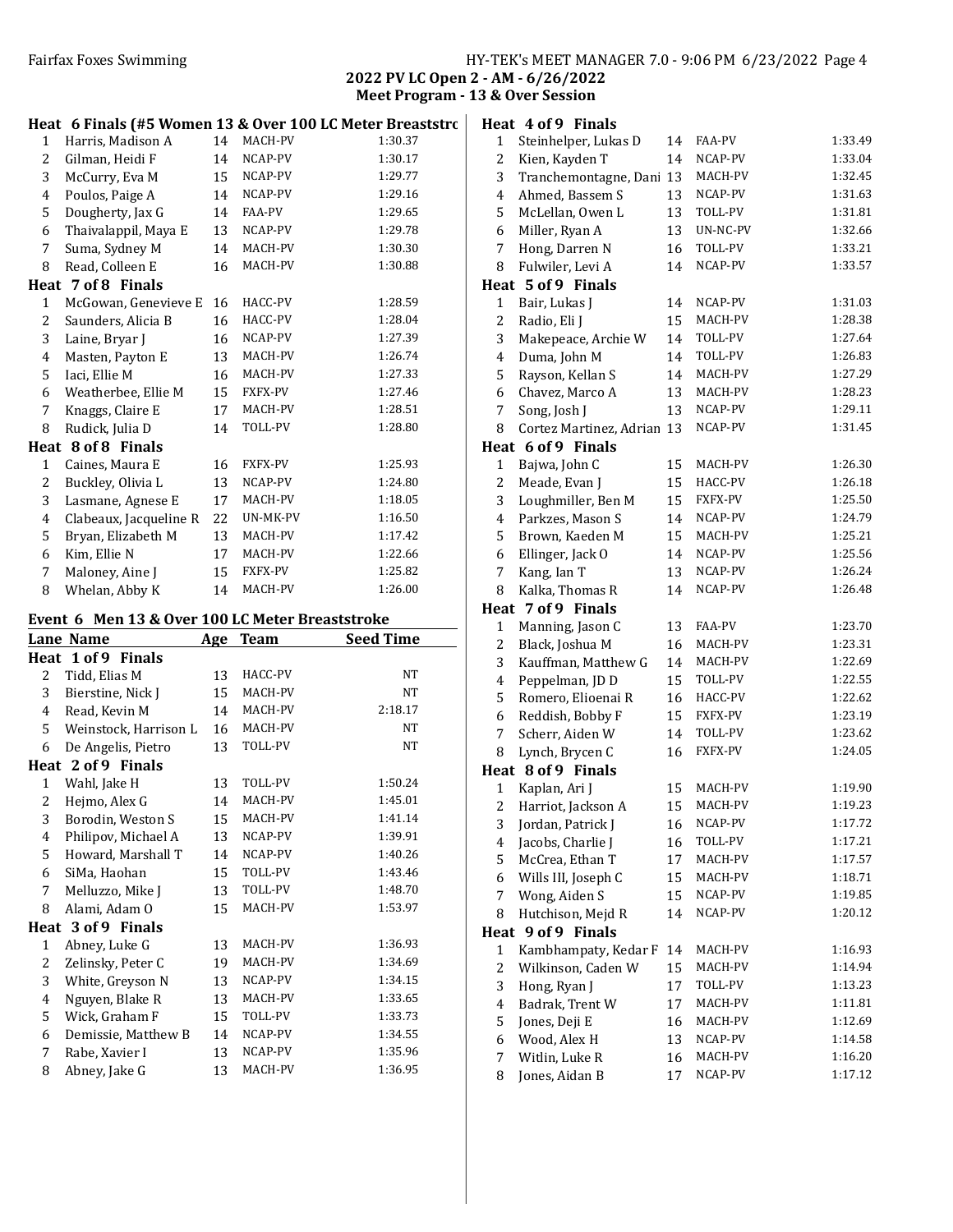2022 PV LC Open 2 - AM - 6/26/2022
Meet Program - 13 & Over Session

**Heat 6 Finals (#5 Women 13 & Over 100 LC Meter Breaststroke)**

| Lane | Name | Age | Team | Seed Time |
|---|---|---|---|---|
| 1 | Harris, Madison A | 14 | MACH-PV | 1:30.37 |
| 2 | Gilman, Heidi F | 14 | NCAP-PV | 1:30.17 |
| 3 | McCurry, Eva M | 15 | NCAP-PV | 1:29.77 |
| 4 | Poulos, Paige A | 14 | NCAP-PV | 1:29.16 |
| 5 | Dougherty, Jax G | 14 | FAA-PV | 1:29.65 |
| 6 | Thaivalappil, Maya E | 13 | NCAP-PV | 1:29.78 |
| 7 | Suma, Sydney M | 14 | MACH-PV | 1:30.30 |
| 8 | Read, Colleen E | 16 | MACH-PV | 1:30.88 |

**Heat 7 of 8 Finals**

| Lane | Name | Age | Team | Seed Time |
|---|---|---|---|---|
| 1 | McGowan, Genevieve E | 16 | HACC-PV | 1:28.59 |
| 2 | Saunders, Alicia B | 16 | HACC-PV | 1:28.04 |
| 3 | Laine, Bryar J | 16 | NCAP-PV | 1:27.39 |
| 4 | Masten, Payton E | 13 | MACH-PV | 1:26.74 |
| 5 | Iaci, Ellie M | 16 | MACH-PV | 1:27.33 |
| 6 | Weatherbee, Ellie M | 15 | FXFX-PV | 1:27.46 |
| 7 | Knaggs, Claire E | 17 | MACH-PV | 1:28.51 |
| 8 | Rudick, Julia D | 14 | TOLL-PV | 1:28.80 |

**Heat 8 of 8 Finals**

| Lane | Name | Age | Team | Seed Time |
|---|---|---|---|---|
| 1 | Caines, Maura E | 16 | FXFX-PV | 1:25.93 |
| 2 | Buckley, Olivia L | 13 | NCAP-PV | 1:24.80 |
| 3 | Lasmane, Agnese E | 17 | MACH-PV | 1:18.05 |
| 4 | Clabeaux, Jacqueline R | 22 | UN-MK-PV | 1:16.50 |
| 5 | Bryan, Elizabeth M | 13 | MACH-PV | 1:17.42 |
| 6 | Kim, Ellie N | 17 | MACH-PV | 1:22.66 |
| 7 | Maloney, Aine J | 15 | FXFX-PV | 1:25.82 |
| 8 | Whelan, Abby K | 14 | MACH-PV | 1:26.00 |

## Event 6 Men 13 & Over 100 LC Meter Breaststroke

**Heat 1 of 9 Finals**

| Lane | Name | Age | Team | Seed Time |
|---|---|---|---|---|
| 2 | Tidd, Elias M | 13 | HACC-PV | NT |
| 3 | Bierstine, Nick J | 15 | MACH-PV | NT |
| 4 | Read, Kevin M | 14 | MACH-PV | 2:18.17 |
| 5 | Weinstock, Harrison L | 16 | MACH-PV | NT |
| 6 | De Angelis, Pietro | 13 | TOLL-PV | NT |

**Heat 2 of 9 Finals**

| Lane | Name | Age | Team | Seed Time |
|---|---|---|---|---|
| 1 | Wahl, Jake H | 13 | TOLL-PV | 1:50.24 |
| 2 | Hejmo, Alex G | 14 | MACH-PV | 1:45.01 |
| 3 | Borodin, Weston S | 15 | MACH-PV | 1:41.14 |
| 4 | Philipov, Michael A | 13 | NCAP-PV | 1:39.91 |
| 5 | Howard, Marshall T | 14 | NCAP-PV | 1:40.26 |
| 6 | SiMa, Haohan | 15 | TOLL-PV | 1:43.46 |
| 7 | Melluzzo, Mike J | 13 | TOLL-PV | 1:48.70 |
| 8 | Alami, Adam O | 15 | MACH-PV | 1:53.97 |

**Heat 3 of 9 Finals**

| Lane | Name | Age | Team | Seed Time |
|---|---|---|---|---|
| 1 | Abney, Luke G | 13 | MACH-PV | 1:36.93 |
| 2 | Zelinsky, Peter C | 19 | MACH-PV | 1:34.69 |
| 3 | White, Greyson N | 13 | NCAP-PV | 1:34.15 |
| 4 | Nguyen, Blake R | 13 | MACH-PV | 1:33.65 |
| 5 | Wick, Graham F | 15 | TOLL-PV | 1:33.73 |
| 6 | Demissie, Matthew B | 14 | NCAP-PV | 1:34.55 |
| 7 | Rabe, Xavier I | 13 | NCAP-PV | 1:35.96 |
| 8 | Abney, Jake G | 13 | MACH-PV | 1:36.95 |

**Heat 4 of 9 Finals**

| Lane | Name | Age | Team | Seed Time |
|---|---|---|---|---|
| 1 | Steinhelper, Lukas D | 14 | FAA-PV | 1:33.49 |
| 2 | Kien, Kayden T | 14 | NCAP-PV | 1:33.04 |
| 3 | Tranchemontagne, Dani | 13 | MACH-PV | 1:32.45 |
| 4 | Ahmed, Bassem S | 13 | NCAP-PV | 1:31.63 |
| 5 | McLellan, Owen L | 13 | TOLL-PV | 1:31.81 |
| 6 | Miller, Ryan A | 13 | UN-NC-PV | 1:32.66 |
| 7 | Hong, Darren N | 16 | TOLL-PV | 1:33.21 |
| 8 | Fulwiler, Levi A | 14 | NCAP-PV | 1:33.57 |

**Heat 5 of 9 Finals**

| Lane | Name | Age | Team | Seed Time |
|---|---|---|---|---|
| 1 | Bair, Lukas J | 14 | NCAP-PV | 1:31.03 |
| 2 | Radio, Eli J | 15 | MACH-PV | 1:28.38 |
| 3 | Makepeace, Archie W | 14 | TOLL-PV | 1:27.64 |
| 4 | Duma, John M | 14 | TOLL-PV | 1:26.83 |
| 5 | Rayson, Kellan S | 14 | MACH-PV | 1:27.29 |
| 6 | Chavez, Marco A | 13 | MACH-PV | 1:28.23 |
| 7 | Song, Josh J | 13 | NCAP-PV | 1:29.11 |
| 8 | Cortez Martinez, Adrian | 13 | NCAP-PV | 1:31.45 |

**Heat 6 of 9 Finals**

| Lane | Name | Age | Team | Seed Time |
|---|---|---|---|---|
| 1 | Bajwa, John C | 15 | MACH-PV | 1:26.30 |
| 2 | Meade, Evan J | 15 | HACC-PV | 1:26.18 |
| 3 | Loughmiller, Ben M | 15 | FXFX-PV | 1:25.50 |
| 4 | Parkzes, Mason S | 14 | NCAP-PV | 1:24.79 |
| 5 | Brown, Kaeden M | 15 | MACH-PV | 1:25.21 |
| 6 | Ellinger, Jack O | 14 | NCAP-PV | 1:25.56 |
| 7 | Kang, Ian T | 13 | NCAP-PV | 1:26.24 |
| 8 | Kalka, Thomas R | 14 | NCAP-PV | 1:26.48 |

**Heat 7 of 9 Finals**

| Lane | Name | Age | Team | Seed Time |
|---|---|---|---|---|
| 1 | Manning, Jason C | 13 | FAA-PV | 1:23.70 |
| 2 | Black, Joshua M | 16 | MACH-PV | 1:23.31 |
| 3 | Kauffman, Matthew G | 14 | MACH-PV | 1:22.69 |
| 4 | Peppelman, JD D | 15 | TOLL-PV | 1:22.55 |
| 5 | Romero, Elioenai R | 16 | HACC-PV | 1:22.62 |
| 6 | Reddish, Bobby F | 15 | FXFX-PV | 1:23.19 |
| 7 | Scherr, Aiden W | 14 | TOLL-PV | 1:23.62 |
| 8 | Lynch, Brycen C | 16 | FXFX-PV | 1:24.05 |

**Heat 8 of 9 Finals**

| Lane | Name | Age | Team | Seed Time |
|---|---|---|---|---|
| 1 | Kaplan, Ari J | 15 | MACH-PV | 1:19.90 |
| 2 | Harriot, Jackson A | 15 | MACH-PV | 1:19.23 |
| 3 | Jordan, Patrick J | 16 | NCAP-PV | 1:17.72 |
| 4 | Jacobs, Charlie J | 16 | TOLL-PV | 1:17.21 |
| 5 | McCrea, Ethan T | 17 | MACH-PV | 1:17.57 |
| 6 | Wills III, Joseph C | 15 | MACH-PV | 1:18.71 |
| 7 | Wong, Aiden S | 15 | NCAP-PV | 1:19.85 |
| 8 | Hutchison, Mejd R | 14 | NCAP-PV | 1:20.12 |

**Heat 9 of 9 Finals**

| Lane | Name | Age | Team | Seed Time |
|---|---|---|---|---|
| 1 | Kambhampaty, Kedar F | 14 | MACH-PV | 1:16.93 |
| 2 | Wilkinson, Caden W | 15 | MACH-PV | 1:14.94 |
| 3 | Hong, Ryan J | 17 | TOLL-PV | 1:13.23 |
| 4 | Badrak, Trent W | 17 | MACH-PV | 1:11.81 |
| 5 | Jones, Deji E | 16 | MACH-PV | 1:12.69 |
| 6 | Wood, Alex H | 13 | NCAP-PV | 1:14.58 |
| 7 | Witlin, Luke R | 16 | MACH-PV | 1:16.20 |
| 8 | Jones, Aidan B | 17 | NCAP-PV | 1:17.12 |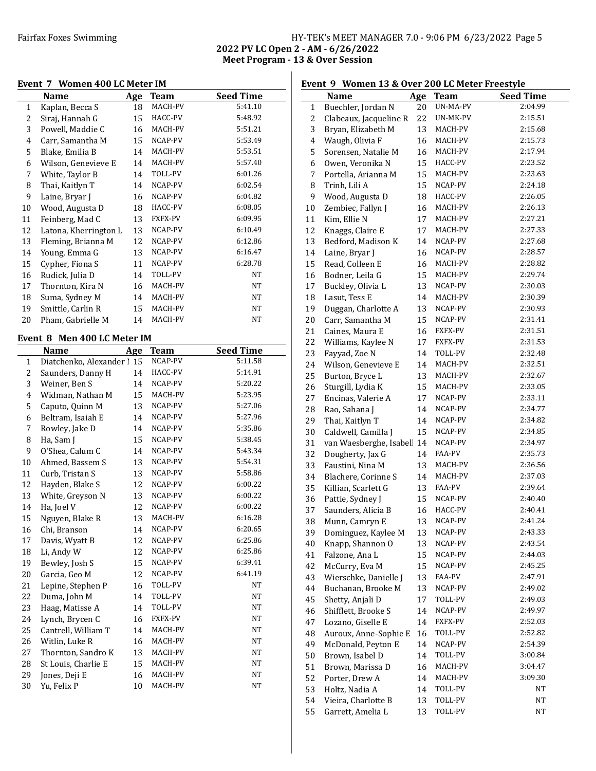### 2022 PV LC Open 2 - AM - 6/26/2022
### Meet Program - 13 & Over Session

#### Event 7 Women 400 LC Meter IM

| | Name | Age | Team | Seed Time |
|---|---|---|---|---|
| 1 | Kaplan, Becca S | 18 | MACH-PV | 5:41.10 |
| 2 | Siraj, Hannah G | 15 | HACC-PV | 5:48.92 |
| 3 | Powell, Maddie C | 16 | MACH-PV | 5:51.21 |
| 4 | Carr, Samantha M | 15 | NCAP-PV | 5:53.49 |
| 5 | Blake, Emilia B | 14 | MACH-PV | 5:53.51 |
| 6 | Wilson, Genevieve E | 14 | MACH-PV | 5:57.40 |
| 7 | White, Taylor B | 14 | TOLL-PV | 6:01.26 |
| 8 | Thai, Kaitlyn T | 14 | NCAP-PV | 6:02.54 |
| 9 | Laine, Bryar J | 16 | NCAP-PV | 6:04.82 |
| 10 | Wood, Augusta D | 18 | HACC-PV | 6:08.05 |
| 11 | Feinberg, Mad C | 13 | FXFX-PV | 6:09.95 |
| 12 | Latona, Kherrington L | 13 | NCAP-PV | 6:10.49 |
| 13 | Fleming, Brianna M | 12 | NCAP-PV | 6:12.86 |
| 14 | Young, Emma G | 13 | NCAP-PV | 6:16.47 |
| 15 | Cypher, Fiona S | 11 | NCAP-PV | 6:28.78 |
| 16 | Rudick, Julia D | 14 | TOLL-PV | NT |
| 17 | Thornton, Kira N | 16 | MACH-PV | NT |
| 18 | Suma, Sydney M | 14 | MACH-PV | NT |
| 19 | Smittle, Carlin R | 15 | MACH-PV | NT |
| 20 | Pham, Gabrielle M | 14 | MACH-PV | NT |

#### Event 8 Men 400 LC Meter IM

| | Name | Age | Team | Seed Time |
|---|---|---|---|---|
| 1 | Diatchenko, Alexander I | 15 | NCAP-PV | 5:11.58 |
| 2 | Saunders, Danny H | 14 | HACC-PV | 5:14.91 |
| 3 | Weiner, Ben S | 14 | NCAP-PV | 5:20.22 |
| 4 | Widman, Nathan M | 15 | MACH-PV | 5:23.95 |
| 5 | Caputo, Quinn M | 13 | NCAP-PV | 5:27.06 |
| 6 | Beltram, Isaiah E | 14 | NCAP-PV | 5:27.96 |
| 7 | Rowley, Jake D | 14 | NCAP-PV | 5:35.86 |
| 8 | Ha, Sam J | 15 | NCAP-PV | 5:38.45 |
| 9 | O'Shea, Calum C | 14 | NCAP-PV | 5:43.34 |
| 10 | Ahmed, Bassem S | 13 | NCAP-PV | 5:54.31 |
| 11 | Curb, Tristan S | 13 | NCAP-PV | 5:58.86 |
| 12 | Hayden, Blake S | 12 | NCAP-PV | 6:00.22 |
| 13 | White, Greyson N | 13 | NCAP-PV | 6:00.22 |
| 14 | Ha, Joel V | 12 | NCAP-PV | 6:00.22 |
| 15 | Nguyen, Blake R | 13 | MACH-PV | 6:16.28 |
| 16 | Chi, Branson | 14 | NCAP-PV | 6:20.65 |
| 17 | Davis, Wyatt B | 12 | NCAP-PV | 6:25.86 |
| 18 | Li, Andy W | 12 | NCAP-PV | 6:25.86 |
| 19 | Bewley, Josh S | 15 | NCAP-PV | 6:39.41 |
| 20 | Garcia, Geo M | 12 | NCAP-PV | 6:41.19 |
| 21 | Lepine, Stephen P | 16 | TOLL-PV | NT |
| 22 | Duma, John M | 14 | TOLL-PV | NT |
| 23 | Haag, Matisse A | 14 | TOLL-PV | NT |
| 24 | Lynch, Brycen C | 16 | FXFX-PV | NT |
| 25 | Cantrell, William T | 14 | MACH-PV | NT |
| 26 | Witlin, Luke R | 16 | MACH-PV | NT |
| 27 | Thornton, Sandro K | 13 | MACH-PV | NT |
| 28 | St Louis, Charlie E | 15 | MACH-PV | NT |
| 29 | Jones, Deji E | 16 | MACH-PV | NT |
| 30 | Yu, Felix P | 10 | MACH-PV | NT |

#### Event 9 Women 13 & Over 200 LC Meter Freestyle

| | Name | Age | Team | Seed Time |
|---|---|---|---|---|
| 1 | Buechler, Jordan N | 20 | UN-MA-PV | 2:04.99 |
| 2 | Clabeaux, Jacqueline R | 22 | UN-MK-PV | 2:15.51 |
| 3 | Bryan, Elizabeth M | 13 | MACH-PV | 2:15.68 |
| 4 | Waugh, Olivia F | 16 | MACH-PV | 2:15.73 |
| 5 | Sorensen, Natalie M | 16 | MACH-PV | 2:17.94 |
| 6 | Owen, Veronika N | 15 | HACC-PV | 2:23.52 |
| 7 | Portella, Arianna M | 15 | MACH-PV | 2:23.63 |
| 8 | Trinh, Lili A | 15 | NCAP-PV | 2:24.18 |
| 9 | Wood, Augusta D | 18 | HACC-PV | 2:26.05 |
| 10 | Zembiec, Fallyn J | 16 | MACH-PV | 2:26.13 |
| 11 | Kim, Ellie N | 17 | MACH-PV | 2:27.21 |
| 12 | Knaggs, Claire E | 17 | MACH-PV | 2:27.33 |
| 13 | Bedford, Madison K | 14 | NCAP-PV | 2:27.68 |
| 14 | Laine, Bryar J | 16 | NCAP-PV | 2:28.57 |
| 15 | Read, Colleen E | 16 | MACH-PV | 2:28.82 |
| 16 | Bodner, Leila G | 15 | MACH-PV | 2:29.74 |
| 17 | Buckley, Olivia L | 13 | NCAP-PV | 2:30.03 |
| 18 | Lasut, Tess E | 14 | MACH-PV | 2:30.39 |
| 19 | Duggan, Charlotte A | 13 | NCAP-PV | 2:30.93 |
| 20 | Carr, Samantha M | 15 | NCAP-PV | 2:31.41 |
| 21 | Caines, Maura E | 16 | FXFX-PV | 2:31.51 |
| 22 | Williams, Kaylee N | 17 | FXFX-PV | 2:31.53 |
| 23 | Fayyad, Zoe N | 14 | TOLL-PV | 2:32.48 |
| 24 | Wilson, Genevieve E | 14 | MACH-PV | 2:32.51 |
| 25 | Burton, Bryce L | 13 | MACH-PV | 2:32.67 |
| 26 | Sturgill, Lydia K | 15 | MACH-PV | 2:33.05 |
| 27 | Encinas, Valerie A | 17 | NCAP-PV | 2:33.11 |
| 28 | Rao, Sahana J | 14 | NCAP-PV | 2:34.77 |
| 29 | Thai, Kaitlyn T | 14 | NCAP-PV | 2:34.82 |
| 30 | Caldwell, Camilla J | 15 | NCAP-PV | 2:34.85 |
| 31 | van Waesberghe, Isabell | 14 | NCAP-PV | 2:34.97 |
| 32 | Dougherty, Jax G | 14 | FAA-PV | 2:35.73 |
| 33 | Faustini, Nina M | 13 | MACH-PV | 2:36.56 |
| 34 | Blachere, Corinne S | 14 | MACH-PV | 2:37.03 |
| 35 | Killian, Scarlett G | 13 | FAA-PV | 2:39.64 |
| 36 | Pattie, Sydney J | 15 | NCAP-PV | 2:40.40 |
| 37 | Saunders, Alicia B | 16 | HACC-PV | 2:40.41 |
| 38 | Munn, Camryn E | 13 | NCAP-PV | 2:41.24 |
| 39 | Dominguez, Kaylee M | 13 | NCAP-PV | 2:43.33 |
| 40 | Knapp, Shannon O | 13 | NCAP-PV | 2:43.54 |
| 41 | Falzone, Ana L | 15 | NCAP-PV | 2:44.03 |
| 42 | McCurry, Eva M | 15 | NCAP-PV | 2:45.25 |
| 43 | Wierschke, Danielle J | 13 | FAA-PV | 2:47.91 |
| 44 | Buchanan, Brooke M | 13 | NCAP-PV | 2:49.02 |
| 45 | Shetty, Anjali D | 17 | TOLL-PV | 2:49.03 |
| 46 | Shifflett, Brooke S | 14 | NCAP-PV | 2:49.97 |
| 47 | Lozano, Giselle E | 14 | FXFX-PV | 2:52.03 |
| 48 | Auroux, Anne-Sophie E | 16 | TOLL-PV | 2:52.82 |
| 49 | McDonald, Peyton E | 14 | NCAP-PV | 2:54.39 |
| 50 | Brown, Isabel D | 14 | TOLL-PV | 3:00.84 |
| 51 | Brown, Marissa D | 16 | MACH-PV | 3:04.47 |
| 52 | Porter, Drew A | 14 | MACH-PV | 3:09.30 |
| 53 | Holtz, Nadia A | 14 | TOLL-PV | NT |
| 54 | Vieira, Charlotte B | 13 | TOLL-PV | NT |
| 55 | Garrett, Amelia L | 13 | TOLL-PV | NT |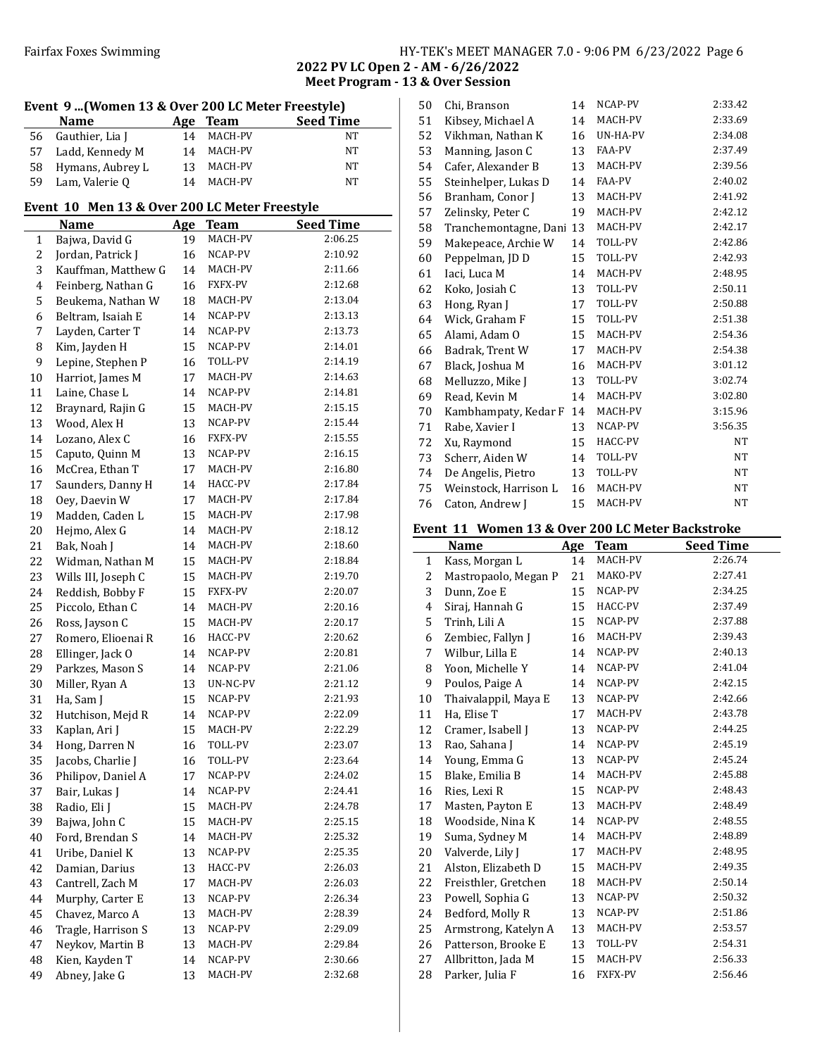## 2022 PV LC Open 2 - AM - 6/26/2022
### Meet Program - 13 & Over Session

### Event 9 ...(Women 13 & Over 200 LC Meter Freestyle)

| | Name | Age | Team | Seed Time |
|---|---|---|---|---|
| 56 | Gauthier, Lia J | 14 | MACH-PV | NT |
| 57 | Ladd, Kennedy M | 14 | MACH-PV | NT |
| 58 | Hymans, Aubrey L | 13 | MACH-PV | NT |
| 59 | Lam, Valerie Q | 14 | MACH-PV | NT |

### Event 10 Men 13 & Over 200 LC Meter Freestyle

| | Name | Age | Team | Seed Time |
|---|---|---|---|---|
| 1 | Bajwa, David G | 19 | MACH-PV | 2:06.25 |
| 2 | Jordan, Patrick J | 16 | NCAP-PV | 2:10.92 |
| 3 | Kauffman, Matthew G | 14 | MACH-PV | 2:11.66 |
| 4 | Feinberg, Nathan G | 16 | FXFX-PV | 2:12.68 |
| 5 | Beukema, Nathan W | 18 | MACH-PV | 2:13.04 |
| 6 | Beltram, Isaiah E | 14 | NCAP-PV | 2:13.13 |
| 7 | Layden, Carter T | 14 | NCAP-PV | 2:13.73 |
| 8 | Kim, Jayden H | 15 | NCAP-PV | 2:14.01 |
| 9 | Lepine, Stephen P | 16 | TOLL-PV | 2:14.19 |
| 10 | Harriot, James M | 17 | MACH-PV | 2:14.63 |
| 11 | Laine, Chase L | 14 | NCAP-PV | 2:14.81 |
| 12 | Braynard, Rajin G | 15 | MACH-PV | 2:15.15 |
| 13 | Wood, Alex H | 13 | NCAP-PV | 2:15.44 |
| 14 | Lozano, Alex C | 16 | FXFX-PV | 2:15.55 |
| 15 | Caputo, Quinn M | 13 | NCAP-PV | 2:16.15 |
| 16 | McCrea, Ethan T | 17 | MACH-PV | 2:16.80 |
| 17 | Saunders, Danny H | 14 | HACC-PV | 2:17.84 |
| 18 | Oey, Daevin W | 17 | MACH-PV | 2:17.84 |
| 19 | Madden, Caden L | 15 | MACH-PV | 2:17.98 |
| 20 | Hejmo, Alex G | 14 | MACH-PV | 2:18.12 |
| 21 | Bak, Noah J | 14 | MACH-PV | 2:18.60 |
| 22 | Widman, Nathan M | 15 | MACH-PV | 2:18.84 |
| 23 | Wills III, Joseph C | 15 | MACH-PV | 2:19.70 |
| 24 | Reddish, Bobby F | 15 | FXFX-PV | 2:20.07 |
| 25 | Piccolo, Ethan C | 14 | MACH-PV | 2:20.16 |
| 26 | Ross, Jayson C | 15 | MACH-PV | 2:20.17 |
| 27 | Romero, Elioenai R | 16 | HACC-PV | 2:20.62 |
| 28 | Ellinger, Jack O | 14 | NCAP-PV | 2:20.81 |
| 29 | Parkzes, Mason S | 14 | NCAP-PV | 2:21.06 |
| 30 | Miller, Ryan A | 13 | UN-NC-PV | 2:21.12 |
| 31 | Ha, Sam J | 15 | NCAP-PV | 2:21.93 |
| 32 | Hutchison, Mejd R | 14 | NCAP-PV | 2:22.09 |
| 33 | Kaplan, Ari J | 15 | MACH-PV | 2:22.29 |
| 34 | Hong, Darren N | 16 | TOLL-PV | 2:23.07 |
| 35 | Jacobs, Charlie J | 16 | TOLL-PV | 2:23.64 |
| 36 | Philipov, Daniel A | 17 | NCAP-PV | 2:24.02 |
| 37 | Bair, Lukas J | 14 | NCAP-PV | 2:24.41 |
| 38 | Radio, Eli J | 15 | MACH-PV | 2:24.78 |
| 39 | Bajwa, John C | 15 | MACH-PV | 2:25.15 |
| 40 | Ford, Brendan S | 14 | MACH-PV | 2:25.32 |
| 41 | Uribe, Daniel K | 13 | NCAP-PV | 2:25.35 |
| 42 | Damian, Darius | 13 | HACC-PV | 2:26.03 |
| 43 | Cantrell, Zach M | 17 | MACH-PV | 2:26.03 |
| 44 | Murphy, Carter E | 13 | NCAP-PV | 2:26.34 |
| 45 | Chavez, Marco A | 13 | MACH-PV | 2:28.39 |
| 46 | Tragle, Harrison S | 13 | NCAP-PV | 2:29.09 |
| 47 | Neykov, Martin B | 13 | MACH-PV | 2:29.84 |
| 48 | Kien, Kayden T | 14 | NCAP-PV | 2:30.66 |
| 49 | Abney, Jake G | 13 | MACH-PV | 2:32.68 |
| 50 | Chi, Branson | 14 | NCAP-PV | 2:33.42 |
| 51 | Kibsey, Michael A | 14 | MACH-PV | 2:33.69 |
| 52 | Vikhman, Nathan K | 16 | UN-HA-PV | 2:34.08 |
| 53 | Manning, Jason C | 13 | FAA-PV | 2:37.49 |
| 54 | Cafer, Alexander B | 13 | MACH-PV | 2:39.56 |
| 55 | Steinhelper, Lukas D | 14 | FAA-PV | 2:40.02 |
| 56 | Branham, Conor J | 13 | MACH-PV | 2:41.92 |
| 57 | Zelinsky, Peter C | 19 | MACH-PV | 2:42.12 |
| 58 | Tranchemontagne, Dani | 13 | MACH-PV | 2:42.17 |
| 59 | Makepeace, Archie W | 14 | TOLL-PV | 2:42.86 |
| 60 | Peppelman, JD D | 15 | TOLL-PV | 2:42.93 |
| 61 | Iaci, Luca M | 14 | MACH-PV | 2:48.95 |
| 62 | Koko, Josiah C | 13 | TOLL-PV | 2:50.11 |
| 63 | Hong, Ryan J | 17 | TOLL-PV | 2:50.88 |
| 64 | Wick, Graham F | 15 | TOLL-PV | 2:51.38 |
| 65 | Alami, Adam O | 15 | MACH-PV | 2:54.36 |
| 66 | Badrak, Trent W | 17 | MACH-PV | 2:54.38 |
| 67 | Black, Joshua M | 16 | MACH-PV | 3:01.12 |
| 68 | Melluzzo, Mike J | 13 | TOLL-PV | 3:02.74 |
| 69 | Read, Kevin M | 14 | MACH-PV | 3:02.80 |
| 70 | Kambhampaty, Kedar F | 14 | MACH-PV | 3:15.96 |
| 71 | Rabe, Xavier I | 13 | NCAP-PV | 3:56.35 |
| 72 | Xu, Raymond | 15 | HACC-PV | NT |
| 73 | Scherr, Aiden W | 14 | TOLL-PV | NT |
| 74 | De Angelis, Pietro | 13 | TOLL-PV | NT |
| 75 | Weinstock, Harrison L | 16 | MACH-PV | NT |
| 76 | Caton, Andrew J | 15 | MACH-PV | NT |

### Event 11 Women 13 & Over 200 LC Meter Backstroke

| | Name | Age | Team | Seed Time |
|---|---|---|---|---|
| 1 | Kass, Morgan L | 14 | MACH-PV | 2:26.74 |
| 2 | Mastropaolo, Megan P | 21 | MAKO-PV | 2:27.41 |
| 3 | Dunn, Zoe E | 15 | NCAP-PV | 2:34.25 |
| 4 | Siraj, Hannah G | 15 | HACC-PV | 2:37.49 |
| 5 | Trinh, Lili A | 15 | NCAP-PV | 2:37.88 |
| 6 | Zembiec, Fallyn J | 16 | MACH-PV | 2:39.43 |
| 7 | Wilbur, Lilla E | 14 | NCAP-PV | 2:40.13 |
| 8 | Yoon, Michelle Y | 14 | NCAP-PV | 2:41.04 |
| 9 | Poulos, Paige A | 14 | NCAP-PV | 2:42.15 |
| 10 | Thaivalappil, Maya E | 13 | NCAP-PV | 2:42.66 |
| 11 | Ha, Elise T | 17 | MACH-PV | 2:43.78 |
| 12 | Cramer, Isabell J | 13 | NCAP-PV | 2:44.25 |
| 13 | Rao, Sahana J | 14 | NCAP-PV | 2:45.19 |
| 14 | Young, Emma G | 13 | NCAP-PV | 2:45.24 |
| 15 | Blake, Emilia B | 14 | MACH-PV | 2:45.88 |
| 16 | Ries, Lexi R | 15 | NCAP-PV | 2:48.43 |
| 17 | Masten, Payton E | 13 | MACH-PV | 2:48.49 |
| 18 | Woodside, Nina K | 14 | NCAP-PV | 2:48.55 |
| 19 | Suma, Sydney M | 14 | MACH-PV | 2:48.89 |
| 20 | Valverde, Lily J | 17 | MACH-PV | 2:48.95 |
| 21 | Alston, Elizabeth D | 15 | MACH-PV | 2:49.35 |
| 22 | Freisthler, Gretchen | 18 | MACH-PV | 2:50.14 |
| 23 | Powell, Sophia G | 13 | NCAP-PV | 2:50.32 |
| 24 | Bedford, Molly R | 13 | NCAP-PV | 2:51.86 |
| 25 | Armstrong, Katelyn A | 13 | MACH-PV | 2:53.57 |
| 26 | Patterson, Brooke E | 13 | TOLL-PV | 2:54.31 |
| 27 | Allbritton, Jada M | 15 | MACH-PV | 2:56.33 |
| 28 | Parker, Julia F | 16 | FXFX-PV | 2:56.46 |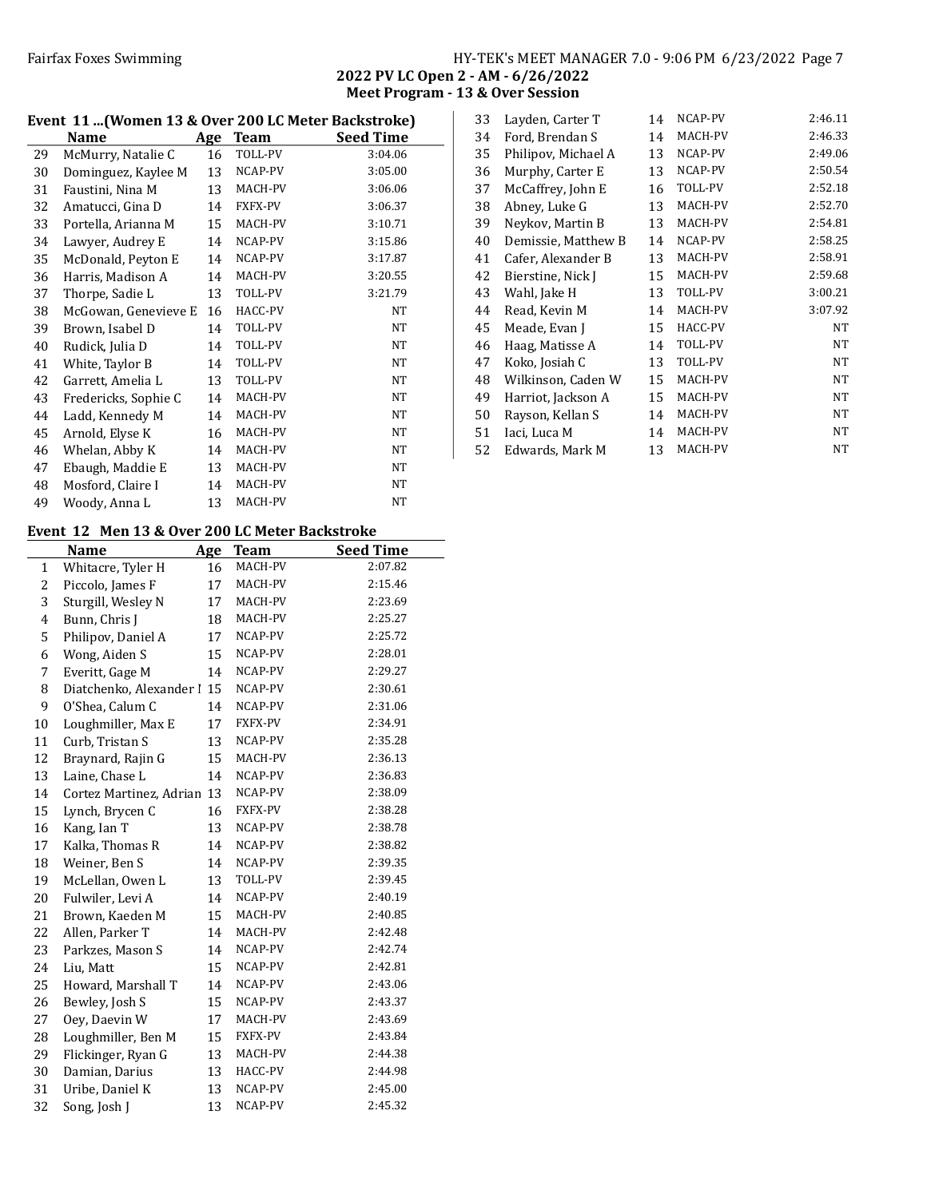## 2022 PV LC Open 2 - AM - 6/26/2022
## Meet Program - 13 & Over Session

### Event 11 ...(Women 13 & Over 200 LC Meter Backstroke)

| | Name | Age | Team | Seed Time |
|---|---|---|---|---|
| 29 | McMurry, Natalie C | 16 | TOLL-PV | 3:04.06 |
| 30 | Dominguez, Kaylee M | 13 | NCAP-PV | 3:05.00 |
| 31 | Faustini, Nina M | 13 | MACH-PV | 3:06.06 |
| 32 | Amatucci, Gina D | 14 | FXFX-PV | 3:06.37 |
| 33 | Portella, Arianna M | 15 | MACH-PV | 3:10.71 |
| 34 | Lawyer, Audrey E | 14 | NCAP-PV | 3:15.86 |
| 35 | McDonald, Peyton E | 14 | NCAP-PV | 3:17.87 |
| 36 | Harris, Madison A | 14 | MACH-PV | 3:20.55 |
| 37 | Thorpe, Sadie L | 13 | TOLL-PV | 3:21.79 |
| 38 | McGowan, Genevieve E | 16 | HACC-PV | NT |
| 39 | Brown, Isabel D | 14 | TOLL-PV | NT |
| 40 | Rudick, Julia D | 14 | TOLL-PV | NT |
| 41 | White, Taylor B | 14 | TOLL-PV | NT |
| 42 | Garrett, Amelia L | 13 | TOLL-PV | NT |
| 43 | Fredericks, Sophie C | 14 | MACH-PV | NT |
| 44 | Ladd, Kennedy M | 14 | MACH-PV | NT |
| 45 | Arnold, Elyse K | 16 | MACH-PV | NT |
| 46 | Whelan, Abby K | 14 | MACH-PV | NT |
| 47 | Ebaugh, Maddie E | 13 | MACH-PV | NT |
| 48 | Mosford, Claire I | 14 | MACH-PV | NT |
| 49 | Woody, Anna L | 13 | MACH-PV | NT |

### Event 12 Men 13 & Over 200 LC Meter Backstroke

| | Name | Age | Team | Seed Time |
|---|---|---|---|---|
| 1 | Whitacre, Tyler H | 16 | MACH-PV | 2:07.82 |
| 2 | Piccolo, James F | 17 | MACH-PV | 2:15.46 |
| 3 | Sturgill, Wesley N | 17 | MACH-PV | 2:23.69 |
| 4 | Bunn, Chris J | 18 | MACH-PV | 2:25.27 |
| 5 | Philipov, Daniel A | 17 | NCAP-PV | 2:25.72 |
| 6 | Wong, Aiden S | 15 | NCAP-PV | 2:28.01 |
| 7 | Everitt, Gage M | 14 | NCAP-PV | 2:29.27 |
| 8 | Diatchenko, Alexander I | 15 | NCAP-PV | 2:30.61 |
| 9 | O'Shea, Calum C | 14 | NCAP-PV | 2:31.06 |
| 10 | Loughmiller, Max E | 17 | FXFX-PV | 2:34.91 |
| 11 | Curb, Tristan S | 13 | NCAP-PV | 2:35.28 |
| 12 | Braynard, Rajin G | 15 | MACH-PV | 2:36.13 |
| 13 | Laine, Chase L | 14 | NCAP-PV | 2:36.83 |
| 14 | Cortez Martinez, Adrian | 13 | NCAP-PV | 2:38.09 |
| 15 | Lynch, Brycen C | 16 | FXFX-PV | 2:38.28 |
| 16 | Kang, Ian T | 13 | NCAP-PV | 2:38.78 |
| 17 | Kalka, Thomas R | 14 | NCAP-PV | 2:38.82 |
| 18 | Weiner, Ben S | 14 | NCAP-PV | 2:39.35 |
| 19 | McLellan, Owen L | 13 | TOLL-PV | 2:39.45 |
| 20 | Fulwiler, Levi A | 14 | NCAP-PV | 2:40.19 |
| 21 | Brown, Kaeden M | 15 | MACH-PV | 2:40.85 |
| 22 | Allen, Parker T | 14 | MACH-PV | 2:42.48 |
| 23 | Parkzes, Mason S | 14 | NCAP-PV | 2:42.74 |
| 24 | Liu, Matt | 15 | NCAP-PV | 2:42.81 |
| 25 | Howard, Marshall T | 14 | NCAP-PV | 2:43.06 |
| 26 | Bewley, Josh S | 15 | NCAP-PV | 2:43.37 |
| 27 | Oey, Daevin W | 17 | MACH-PV | 2:43.69 |
| 28 | Loughmiller, Ben M | 15 | FXFX-PV | 2:43.84 |
| 29 | Flickinger, Ryan G | 13 | MACH-PV | 2:44.38 |
| 30 | Damian, Darius | 13 | HACC-PV | 2:44.98 |
| 31 | Uribe, Daniel K | 13 | NCAP-PV | 2:45.00 |
| 32 | Song, Josh J | 13 | NCAP-PV | 2:45.32 |
| 33 | Layden, Carter T | 14 | NCAP-PV | 2:46.11 |
| 34 | Ford, Brendan S | 14 | MACH-PV | 2:46.33 |
| 35 | Philipov, Michael A | 13 | NCAP-PV | 2:49.06 |
| 36 | Murphy, Carter E | 13 | NCAP-PV | 2:50.54 |
| 37 | McCaffrey, John E | 16 | TOLL-PV | 2:52.18 |
| 38 | Abney, Luke G | 13 | MACH-PV | 2:52.70 |
| 39 | Neykov, Martin B | 13 | MACH-PV | 2:54.81 |
| 40 | Demissie, Matthew B | 14 | NCAP-PV | 2:58.25 |
| 41 | Cafer, Alexander B | 13 | MACH-PV | 2:58.91 |
| 42 | Bierstine, Nick J | 15 | MACH-PV | 2:59.68 |
| 43 | Wahl, Jake H | 13 | TOLL-PV | 3:00.21 |
| 44 | Read, Kevin M | 14 | MACH-PV | 3:07.92 |
| 45 | Meade, Evan J | 15 | HACC-PV | NT |
| 46 | Haag, Matisse A | 14 | TOLL-PV | NT |
| 47 | Koko, Josiah C | 13 | TOLL-PV | NT |
| 48 | Wilkinson, Caden W | 15 | MACH-PV | NT |
| 49 | Harriot, Jackson A | 15 | MACH-PV | NT |
| 50 | Rayson, Kellan S | 14 | MACH-PV | NT |
| 51 | Iaci, Luca M | 14 | MACH-PV | NT |
| 52 | Edwards, Mark M | 13 | MACH-PV | NT |